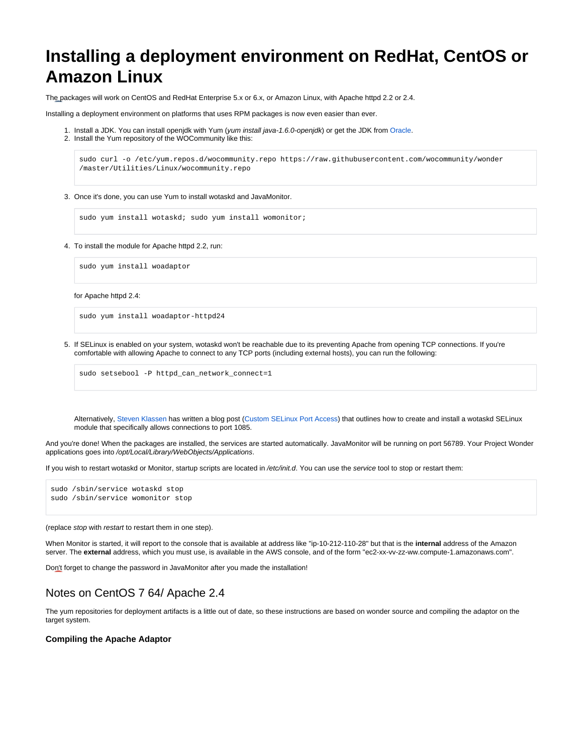# Installing a deployment environment on RedHat, CentOS or Amazon Linux

The packages will work on CentOS and RedHat Enterprise 5.x or 6.x, or Amazon Linux, with Apache httpd 2.2 or 2.4.

Installing a deployment environment on platforms that uses RPM packages is now even easier than ever.

1. Install a JDK. You can install openjdk with Yum (*yum install java-1.6.0-openjdk*) or get the JDK from Oracle.
2. Install the Yum repository of the WOCommunity like this:

```
sudo curl -o /etc/yum.repos.d/wocommunity.repo https://raw.githubusercontent.com/wocommunity/wonder
/master/Utilities/Linux/wocommunity.repo
```

3. Once it's done, you can use Yum to install wotaskd and JavaMonitor.

```
sudo yum install wotaskd; sudo yum install womonitor;
```

4. To install the module for Apache httpd 2.2, run:

```
sudo yum install woadaptor
```

   for Apache httpd 2.4:

```
sudo yum install woadaptor-httpd24
```

5. If SELinux is enabled on your system, wotaskd won't be reachable due to its preventing Apache from opening TCP connections. If you're comfortable with allowing Apache to connect to any TCP ports (including external hosts), you can run the following:

```
sudo setsebool -P httpd_can_network_connect=1
```

   Alternatively, Steven Klassen has written a blog post (Custom SELinux Port Access) that outlines how to create and install a wotaskd SELinux module that specifically allows connections to port 1085.

And you're done! When the packages are installed, the services are started automatically. JavaMonitor will be running on port 56789. Your Project Wonder applications goes into */opt/Local/Library/WebObjects/Applications*.

If you wish to restart wotaskd or Monitor, startup scripts are located in */etc/init.d*. You can use the *service* tool to stop or restart them:

```
sudo /sbin/service wotaskd stop
sudo /sbin/service womonitor stop
```

(replace *stop* with *restart* to restart them in one step).

When Monitor is started, it will report to the console that is available at address like "ip-10-212-110-28" but that is the **internal** address of the Amazon server. The **external** address, which you must use, is available in the AWS console, and of the form "ec2-xx-vv-zz-ww.compute-1.amazonaws.com".

Don't forget to change the password in JavaMonitor after you made the installation!

## Notes on CentOS 7 64/ Apache 2.4

The yum repositories for deployment artifacts is a little out of date, so these instructions are based on wonder source and compiling the adaptor on the target system.

### Compiling the Apache Adaptor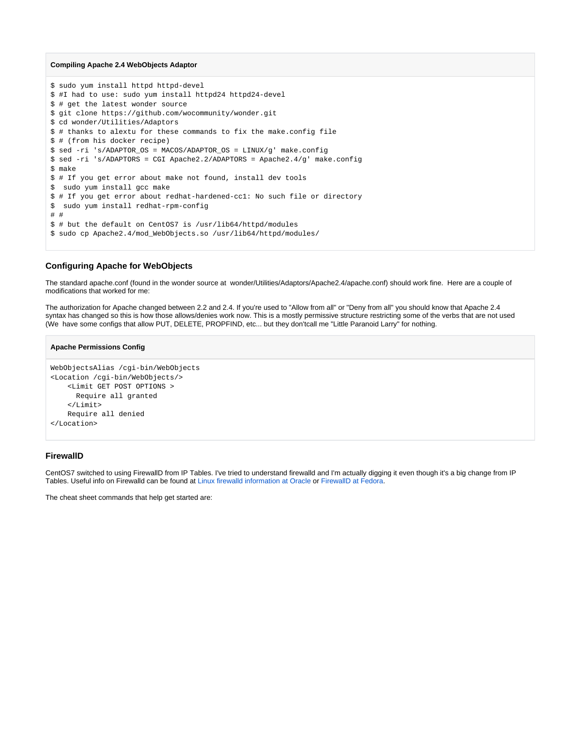**Compiling Apache 2.4 WebObjects Adaptor**

```
$ sudo yum install httpd httpd-devel
$ #I had to use: sudo yum install httpd24 httpd24-devel
$ # get the latest wonder source
$ git clone https://github.com/wocommunity/wonder.git
$ cd wonder/Utilities/Adaptors
$ # thanks to alextu for these commands to fix the make.config file
$ # (from his docker recipe)
$ sed -ri 's/ADAPTOR_OS = MACOS/ADAPTOR_OS = LINUX/g' make.config
$ sed -ri 's/ADAPTORS = CGI Apache2.2/ADAPTORS = Apache2.4/g' make.config
$ make
$ # If you get error about make not found, install dev tools
$  sudo yum install gcc make
$ # If you get error about redhat-hardened-cc1: No such file or directory
$  sudo yum install redhat-rpm-config
# #
$ # but the default on CentOS7 is /usr/lib64/httpd/modules
$ sudo cp Apache2.4/mod_WebObjects.so /usr/lib64/httpd/modules/
```

### Configuring Apache for WebObjects

The standard apache.conf (found in the wonder source at wonder/Utilities/Adaptors/Apache2.4/apache.conf) should work fine. Here are a couple of modifications that worked for me:

The authorization for Apache changed between 2.2 and 2.4. If you're used to "Allow from all" or "Deny from all" you should know that Apache 2.4 syntax has changed so this is how those allows/denies work now. This is a mostly permissive structure restricting some of the verbs that are not used (We have some configs that allow PUT, DELETE, PROPFIND, etc... but they don'tcall me "Little Paranoid Larry" for nothing.

**Apache Permissions Config**

```
WebObjectsAlias /cgi-bin/WebObjects
<Location /cgi-bin/WebObjects/>
    <Limit GET POST OPTIONS >
      Require all granted
    </Limit>
    Require all denied
</Location>
```

### FirewallD

CentOS7 switched to using FirewallD from IP Tables. I've tried to understand firewalld and I'm actually digging it even though it's a big change from IP Tables. Useful info on Firewalld can be found at Linux firewalld information at Oracle or FirewallD at Fedora.

The cheat sheet commands that help get started are: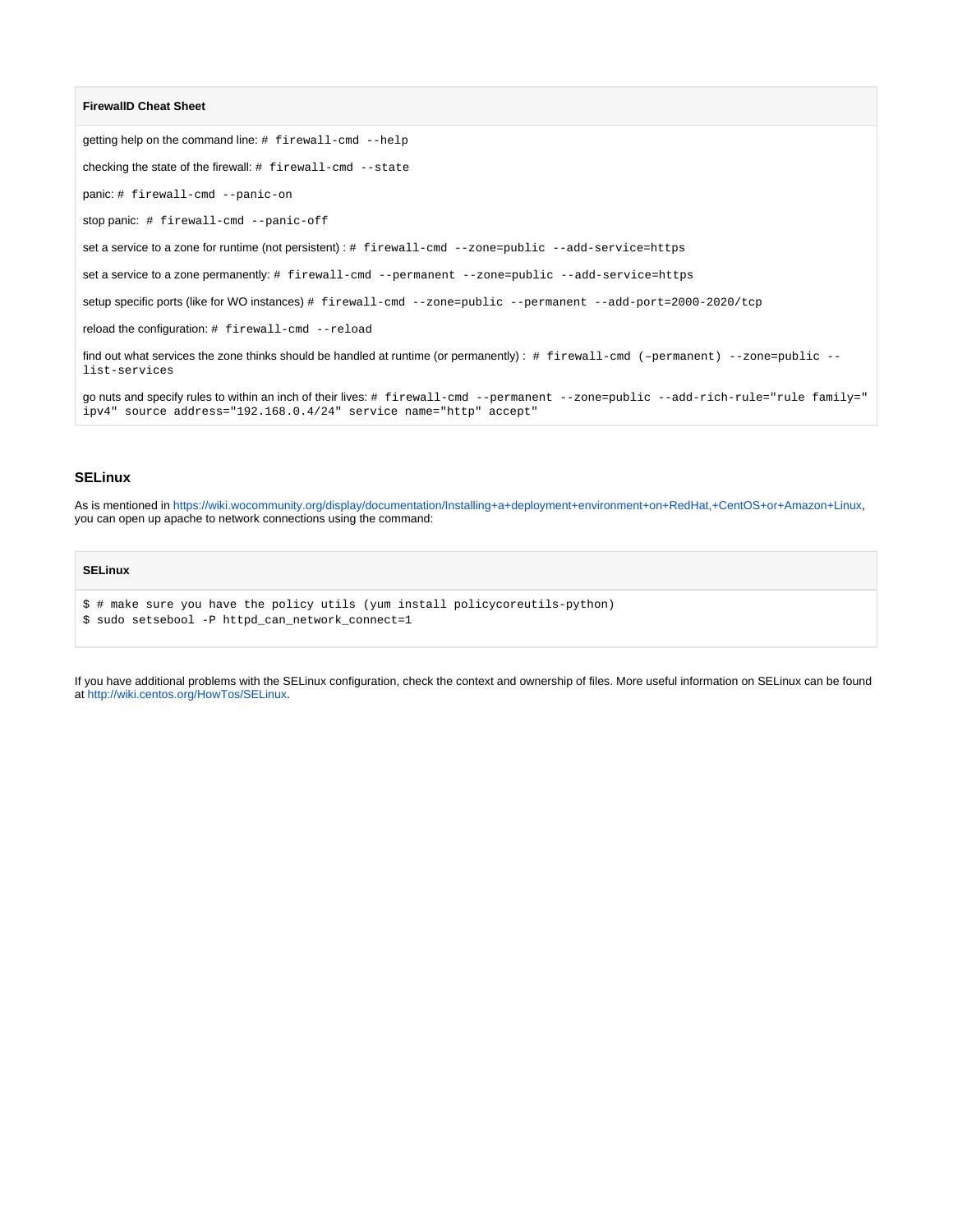**FirewallD Cheat Sheet**

getting help on the command line: `# firewall-cmd --help`

checking the state of the firewall: `# firewall-cmd --state`

panic: `# firewall-cmd --panic-on`

stop panic: `# firewall-cmd --panic-off`

set a service to a zone for runtime (not persistent) : `# firewall-cmd --zone=public --add-service=https`

set a service to a zone permanently: `# firewall-cmd --permanent --zone=public --add-service=https`

setup specific ports (like for WO instances) `# firewall-cmd --zone=public --permanent --add-port=2000-2020/tcp`

reload the configuration: `# firewall-cmd --reload`

find out what services the zone thinks should be handled at runtime (or permanently) : `# firewall-cmd (–permanent) --zone=public --list-services`

go nuts and specify rules to within an inch of their lives: `# firewall-cmd --permanent --zone=public --add-rich-rule="rule family="ipv4" source address="192.168.0.4/24" service name="http" accept"`

### SELinux

As is mentioned in https://wiki.wocommunity.org/display/documentation/Installing+a+deployment+environment+on+RedHat,+CentOS+or+Amazon+Linux, you can open up apache to network connections using the command:

**SELinux**

```
$ # make sure you have the policy utils (yum install policycoreutils-python)
$ sudo setsebool -P httpd_can_network_connect=1
```

If you have additional problems with the SELinux configuration, check the context and ownership of files. More useful information on SELinux can be found at http://wiki.centos.org/HowTos/SELinux.